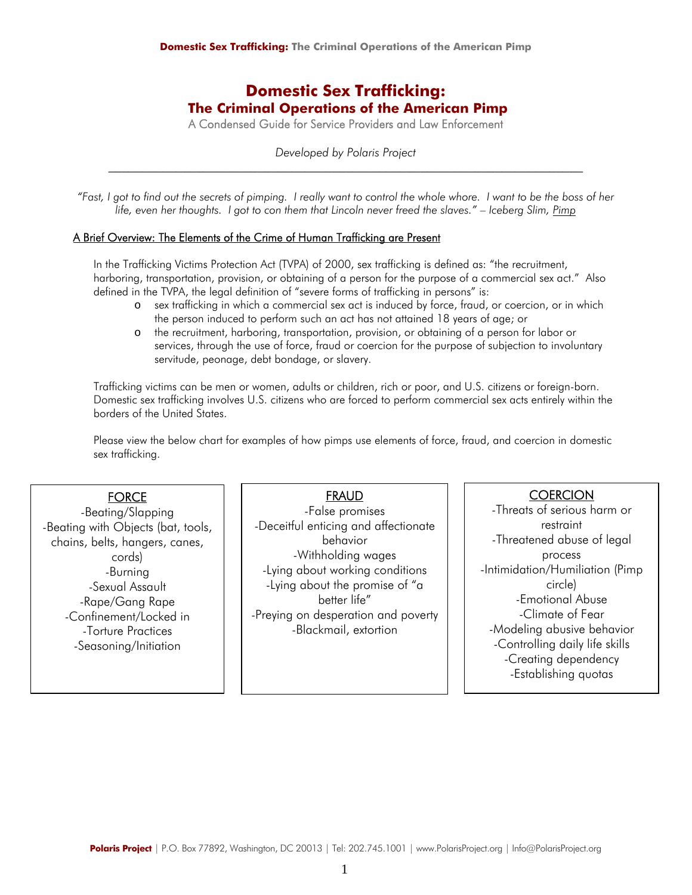# Domestic Sex Trafficking:
## The Criminal Operations of the American Pimp

A Condensed Guide for Service Providers and Law Enforcement

*Developed by Polaris Project*

---

*"Fast, I got to find out the secrets of pimping. I really want to control the whole whore. I want to be the boss of her life, even her thoughts. I got to con them that Lincoln never freed the slaves." – Iceberg Slim, Pimp*

### A Brief Overview: The Elements of the Crime of Human Trafficking are Present

In the Trafficking Victims Protection Act (TVPA) of 2000, sex trafficking is defined as: "the recruitment, harboring, transportation, provision, or obtaining of a person for the purpose of a commercial sex act." Also defined in the TVPA, the legal definition of "severe forms of trafficking in persons" is:

- sex trafficking in which a commercial sex act is induced by force, fraud, or coercion, or in which the person induced to perform such an act has not attained 18 years of age; or
- the recruitment, harboring, transportation, provision, or obtaining of a person for labor or services, through the use of force, fraud or coercion for the purpose of subjection to involuntary servitude, peonage, debt bondage, or slavery.

Trafficking victims can be men or women, adults or children, rich or poor, and U.S. citizens or foreign-born. Domestic sex trafficking involves U.S. citizens who are forced to perform commercial sex acts entirely within the borders of the United States.

Please view the below chart for examples of how pimps use elements of force, fraud, and coercion in domestic sex trafficking.

| FORCE | FRAUD | COERCION |
|---|---|---|
| -Beating/Slapping | -False promises | -Threats of serious harm or restraint |
| -Beating with Objects (bat, tools, chains, belts, hangers, canes, cords) | -Deceitful enticing and affectionate behavior | -Threatened abuse of legal process |
| -Burning | -Withholding wages | -Intimidation/Humiliation (Pimp circle) |
| -Sexual Assault | -Lying about working conditions | -Emotional Abuse |
| -Rape/Gang Rape | -Lying about the promise of "a better life" | -Climate of Fear |
| -Confinement/Locked in | -Preying on desperation and poverty | -Modeling abusive behavior |
| -Torture Practices | -Blackmail, extortion | -Controlling daily life skills |
| -Seasoning/Initiation | | -Creating dependency |
| | | -Establishing quotas |

**Polaris Project** | P.O. Box 77892, Washington, DC 20013 | Tel: 202.745.1001 | www.PolarisProject.org | Info@PolarisProject.org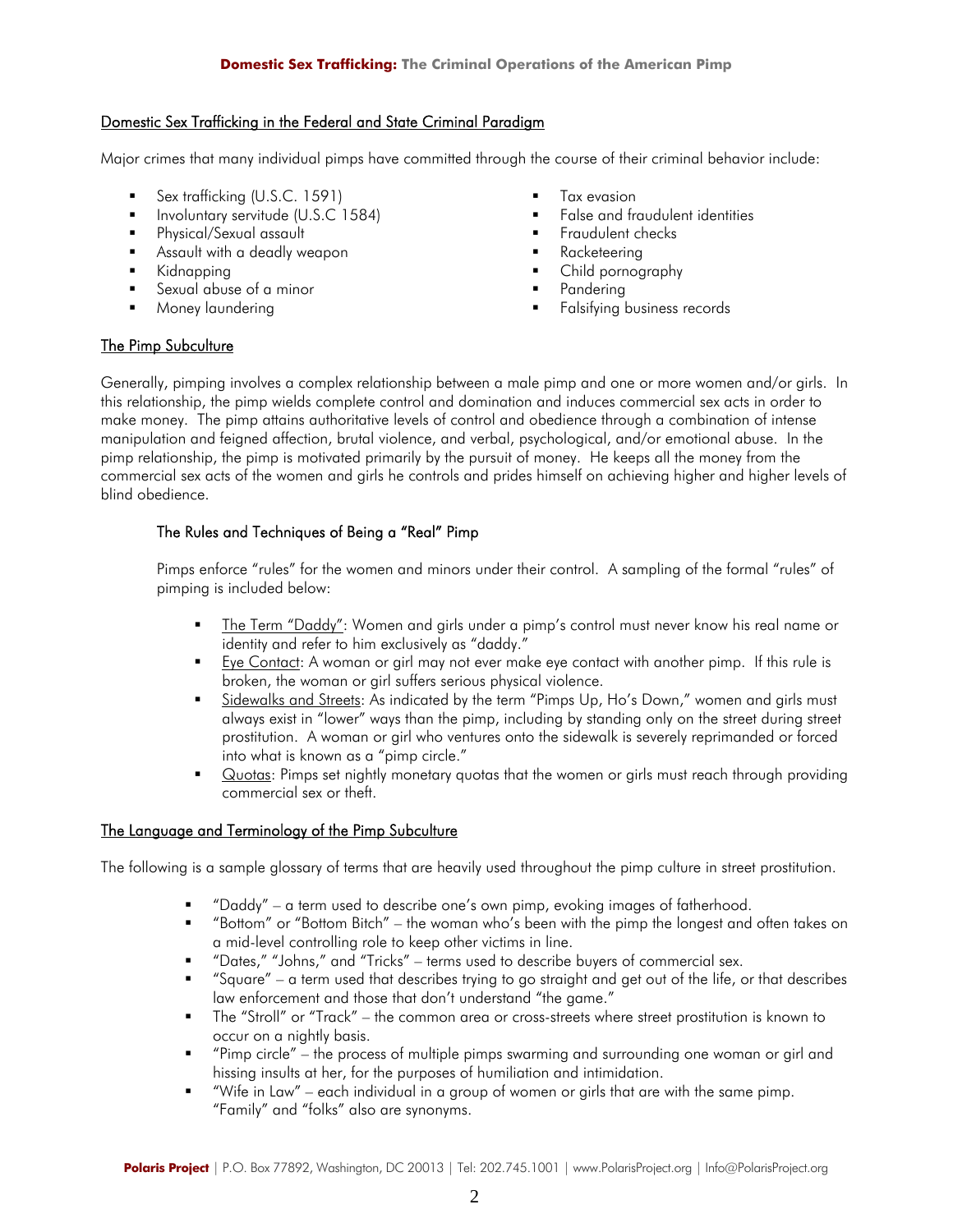## Domestic Sex Trafficking in the Federal and State Criminal Paradigm

Major crimes that many individual pimps have committed through the course of their criminal behavior include:

- Sex trafficking (U.S.C. 1591)
- Involuntary servitude (U.S.C 1584)
- Physical/Sexual assault
- Assault with a deadly weapon
- Kidnapping
- Sexual abuse of a minor
- Money laundering
- Tax evasion
- False and fraudulent identities
- Fraudulent checks
- Racketeering
- Child pornography
- Pandering
- Falsifying business records

## The Pimp Subculture

Generally, pimping involves a complex relationship between a male pimp and one or more women and/or girls. In this relationship, the pimp wields complete control and domination and induces commercial sex acts in order to make money. The pimp attains authoritative levels of control and obedience through a combination of intense manipulation and feigned affection, brutal violence, and verbal, psychological, and/or emotional abuse. In the pimp relationship, the pimp is motivated primarily by the pursuit of money. He keeps all the money from the commercial sex acts of the women and girls he controls and prides himself on achieving higher and higher levels of blind obedience.

### The Rules and Techniques of Being a "Real" Pimp

Pimps enforce "rules" for the women and minors under their control. A sampling of the formal "rules" of pimping is included below:

- The Term "Daddy": Women and girls under a pimp's control must never know his real name or identity and refer to him exclusively as "daddy."
- Eye Contact: A woman or girl may not ever make eye contact with another pimp. If this rule is broken, the woman or girl suffers serious physical violence.
- Sidewalks and Streets: As indicated by the term "Pimps Up, Ho's Down," women and girls must always exist in "lower" ways than the pimp, including by standing only on the street during street prostitution. A woman or girl who ventures onto the sidewalk is severely reprimanded or forced into what is known as a "pimp circle."
- Quotas: Pimps set nightly monetary quotas that the women or girls must reach through providing commercial sex or theft.

## The Language and Terminology of the Pimp Subculture

The following is a sample glossary of terms that are heavily used throughout the pimp culture in street prostitution.

- "Daddy" – a term used to describe one's own pimp, evoking images of fatherhood.
- "Bottom" or "Bottom Bitch" – the woman who's been with the pimp the longest and often takes on a mid-level controlling role to keep other victims in line.
- "Dates," "Johns," and "Tricks" – terms used to describe buyers of commercial sex.
- "Square" – a term used that describes trying to go straight and get out of the life, or that describes law enforcement and those that don't understand "the game."
- The "Stroll" or "Track" – the common area or cross-streets where street prostitution is known to occur on a nightly basis.
- "Pimp circle" – the process of multiple pimps swarming and surrounding one woman or girl and hissing insults at her, for the purposes of humiliation and intimidation.
- "Wife in Law" – each individual in a group of women or girls that are with the same pimp. "Family" and "folks" also are synonyms.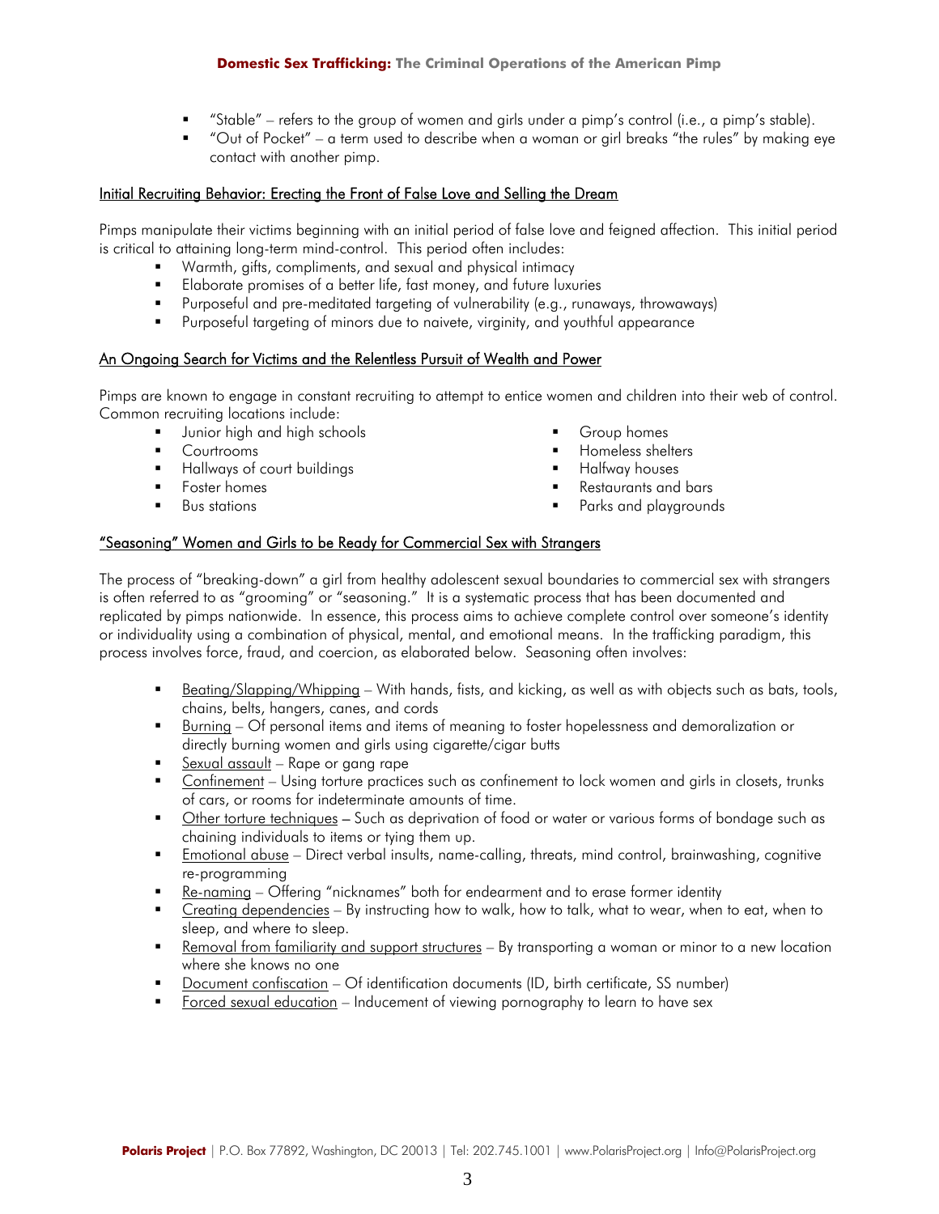- "Stable" – refers to the group of women and girls under a pimp's control (i.e., a pimp's stable).
- "Out of Pocket" – a term used to describe when a woman or girl breaks "the rules" by making eye contact with another pimp.

## Initial Recruiting Behavior: Erecting the Front of False Love and Selling the Dream

Pimps manipulate their victims beginning with an initial period of false love and feigned affection. This initial period is critical to attaining long-term mind-control. This period often includes:

- Warmth, gifts, compliments, and sexual and physical intimacy
- Elaborate promises of a better life, fast money, and future luxuries
- Purposeful and pre-meditated targeting of vulnerability (e.g., runaways, throwaways)
- Purposeful targeting of minors due to naivete, virginity, and youthful appearance

## An Ongoing Search for Victims and the Relentless Pursuit of Wealth and Power

Pimps are known to engage in constant recruiting to attempt to entice women and children into their web of control. Common recruiting locations include:

- Junior high and high schools
- Courtrooms
- Hallways of court buildings
- Foster homes
- Bus stations
- Group homes
- Homeless shelters
- Halfway houses
- Restaurants and bars
- Parks and playgrounds

## "Seasoning" Women and Girls to be Ready for Commercial Sex with Strangers

The process of "breaking-down" a girl from healthy adolescent sexual boundaries to commercial sex with strangers is often referred to as "grooming" or "seasoning." It is a systematic process that has been documented and replicated by pimps nationwide. In essence, this process aims to achieve complete control over someone's identity or individuality using a combination of physical, mental, and emotional means. In the trafficking paradigm, this process involves force, fraud, and coercion, as elaborated below. Seasoning often involves:

- Beating/Slapping/Whipping – With hands, fists, and kicking, as well as with objects such as bats, tools, chains, belts, hangers, canes, and cords
- Burning – Of personal items and items of meaning to foster hopelessness and demoralization or directly burning women and girls using cigarette/cigar butts
- Sexual assault – Rape or gang rape
- Confinement – Using torture practices such as confinement to lock women and girls in closets, trunks of cars, or rooms for indeterminate amounts of time.
- Other torture techniques – Such as deprivation of food or water or various forms of bondage such as chaining individuals to items or tying them up.
- Emotional abuse – Direct verbal insults, name-calling, threats, mind control, brainwashing, cognitive re-programming
- Re-naming – Offering "nicknames" both for endearment and to erase former identity
- Creating dependencies – By instructing how to walk, how to talk, what to wear, when to eat, when to sleep, and where to sleep.
- Removal from familiarity and support structures – By transporting a woman or minor to a new location where she knows no one
- Document confiscation – Of identification documents (ID, birth certificate, SS number)
- Forced sexual education – Inducement of viewing pornography to learn to have sex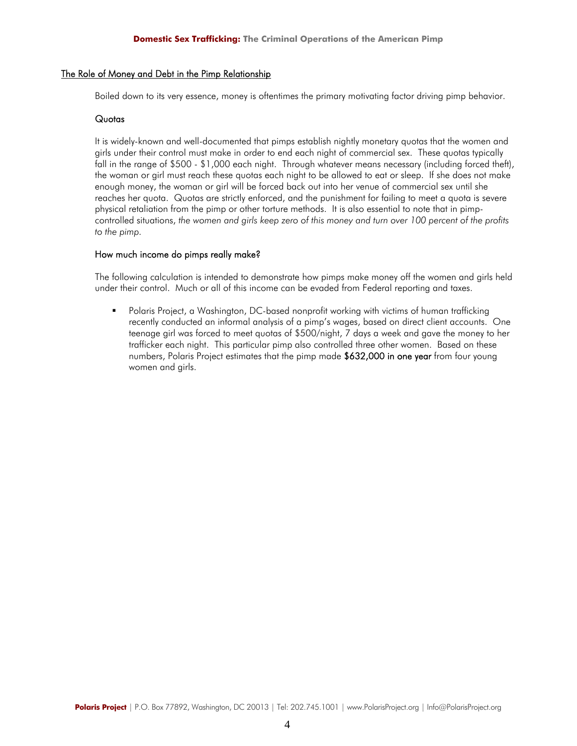## The Role of Money and Debt in the Pimp Relationship

Boiled down to its very essence, money is oftentimes the primary motivating factor driving pimp behavior.

### Quotas

It is widely-known and well-documented that pimps establish nightly monetary quotas that the women and girls under their control must make in order to end each night of commercial sex. These quotas typically fall in the range of $500 - $1,000 each night. Through whatever means necessary (including forced theft), the woman or girl must reach these quotas each night to be allowed to eat or sleep. If she does not make enough money, the woman or girl will be forced back out into her venue of commercial sex until she reaches her quota. Quotas are strictly enforced, and the punishment for failing to meet a quota is severe physical retaliation from the pimp or other torture methods. It is also essential to note that in pimp-controlled situations, *the women and girls keep zero of this money and turn over 100 percent of the profits to the pimp.*

### How much income do pimps really make?

The following calculation is intended to demonstrate how pimps make money off the women and girls held under their control. Much or all of this income can be evaded from Federal reporting and taxes.

- Polaris Project, a Washington, DC-based nonprofit working with victims of human trafficking recently conducted an informal analysis of a pimp's wages, based on direct client accounts. One teenage girl was forced to meet quotas of $500/night, 7 days a week and gave the money to her trafficker each night. This particular pimp also controlled three other women. Based on these numbers, Polaris Project estimates that the pimp made **$632,000 in one year** from four young women and girls.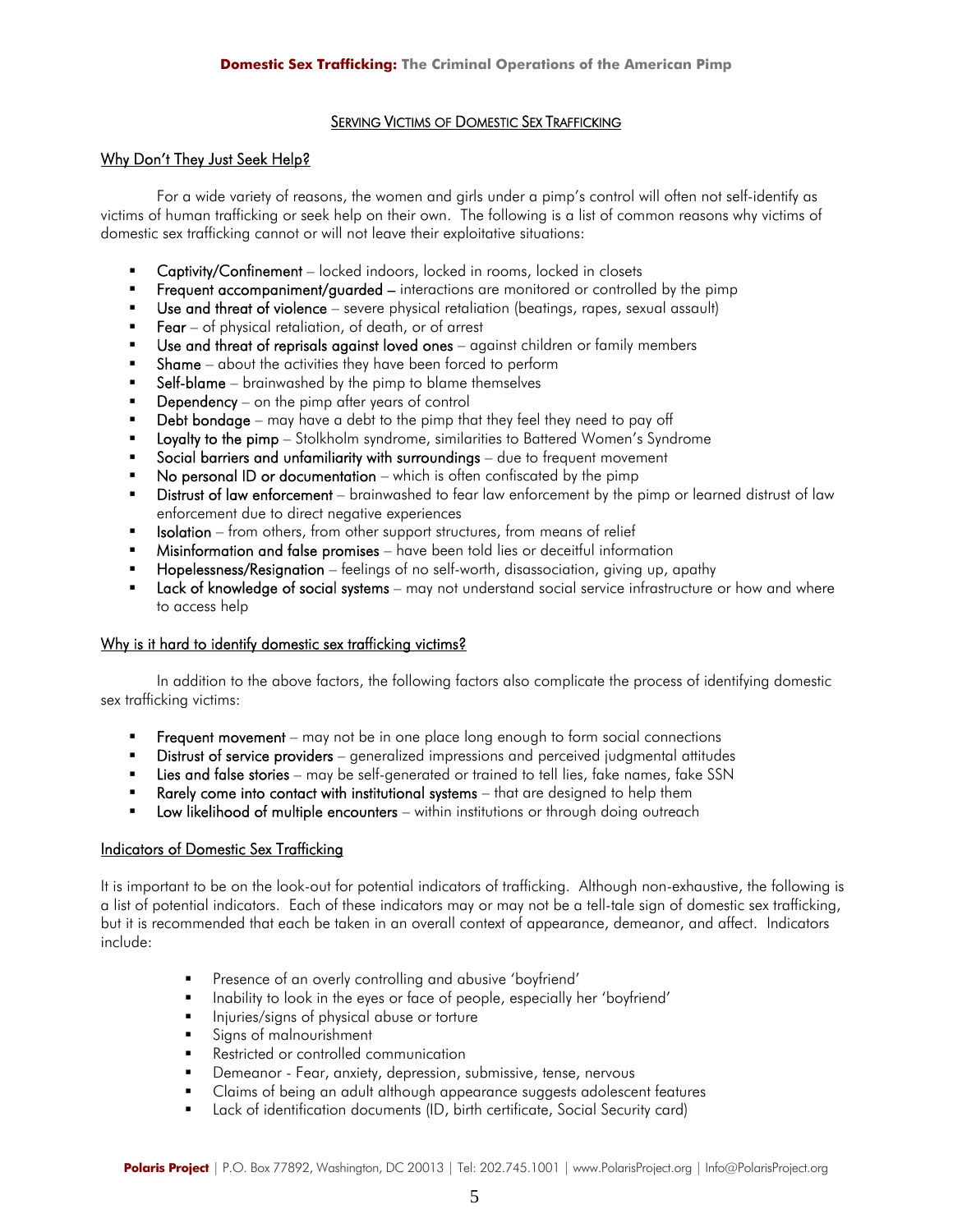## Serving Victims of Domestic Sex Trafficking

### Why Don't They Just Seek Help?

For a wide variety of reasons, the women and girls under a pimp's control will often not self-identify as victims of human trafficking or seek help on their own. The following is a list of common reasons why victims of domestic sex trafficking cannot or will not leave their exploitative situations:

- **Captivity/Confinement** – locked indoors, locked in rooms, locked in closets
- **Frequent accompaniment/guarded** – interactions are monitored or controlled by the pimp
- **Use and threat of violence** – severe physical retaliation (beatings, rapes, sexual assault)
- **Fear** – of physical retaliation, of death, or of arrest
- **Use and threat of reprisals against loved ones** – against children or family members
- **Shame** – about the activities they have been forced to perform
- **Self-blame** – brainwashed by the pimp to blame themselves
- **Dependency** – on the pimp after years of control
- **Debt bondage** – may have a debt to the pimp that they feel they need to pay off
- **Loyalty to the pimp** – Stolkholm syndrome, similarities to Battered Women's Syndrome
- **Social barriers and unfamiliarity with surroundings** – due to frequent movement
- **No personal ID or documentation** – which is often confiscated by the pimp
- **Distrust of law enforcement** – brainwashed to fear law enforcement by the pimp or learned distrust of law enforcement due to direct negative experiences
- **Isolation** – from others, from other support structures, from means of relief
- **Misinformation and false promises** – have been told lies or deceitful information
- **Hopelessness/Resignation** – feelings of no self-worth, disassociation, giving up, apathy
- **Lack of knowledge of social systems** – may not understand social service infrastructure or how and where to access help

### Why is it hard to identify domestic sex trafficking victims?

In addition to the above factors, the following factors also complicate the process of identifying domestic sex trafficking victims:

- **Frequent movement** – may not be in one place long enough to form social connections
- **Distrust of service providers** – generalized impressions and perceived judgmental attitudes
- **Lies and false stories** – may be self-generated or trained to tell lies, fake names, fake SSN
- **Rarely come into contact with institutional systems** – that are designed to help them
- **Low likelihood of multiple encounters** – within institutions or through doing outreach

### Indicators of Domestic Sex Trafficking

It is important to be on the look-out for potential indicators of trafficking. Although non-exhaustive, the following is a list of potential indicators. Each of these indicators may or may not be a tell-tale sign of domestic sex trafficking, but it is recommended that each be taken in an overall context of appearance, demeanor, and affect. Indicators include:

- Presence of an overly controlling and abusive 'boyfriend'
- Inability to look in the eyes or face of people, especially her 'boyfriend'
- Injuries/signs of physical abuse or torture
- Signs of malnourishment
- Restricted or controlled communication
- Demeanor - Fear, anxiety, depression, submissive, tense, nervous
- Claims of being an adult although appearance suggests adolescent features
- Lack of identification documents (ID, birth certificate, Social Security card)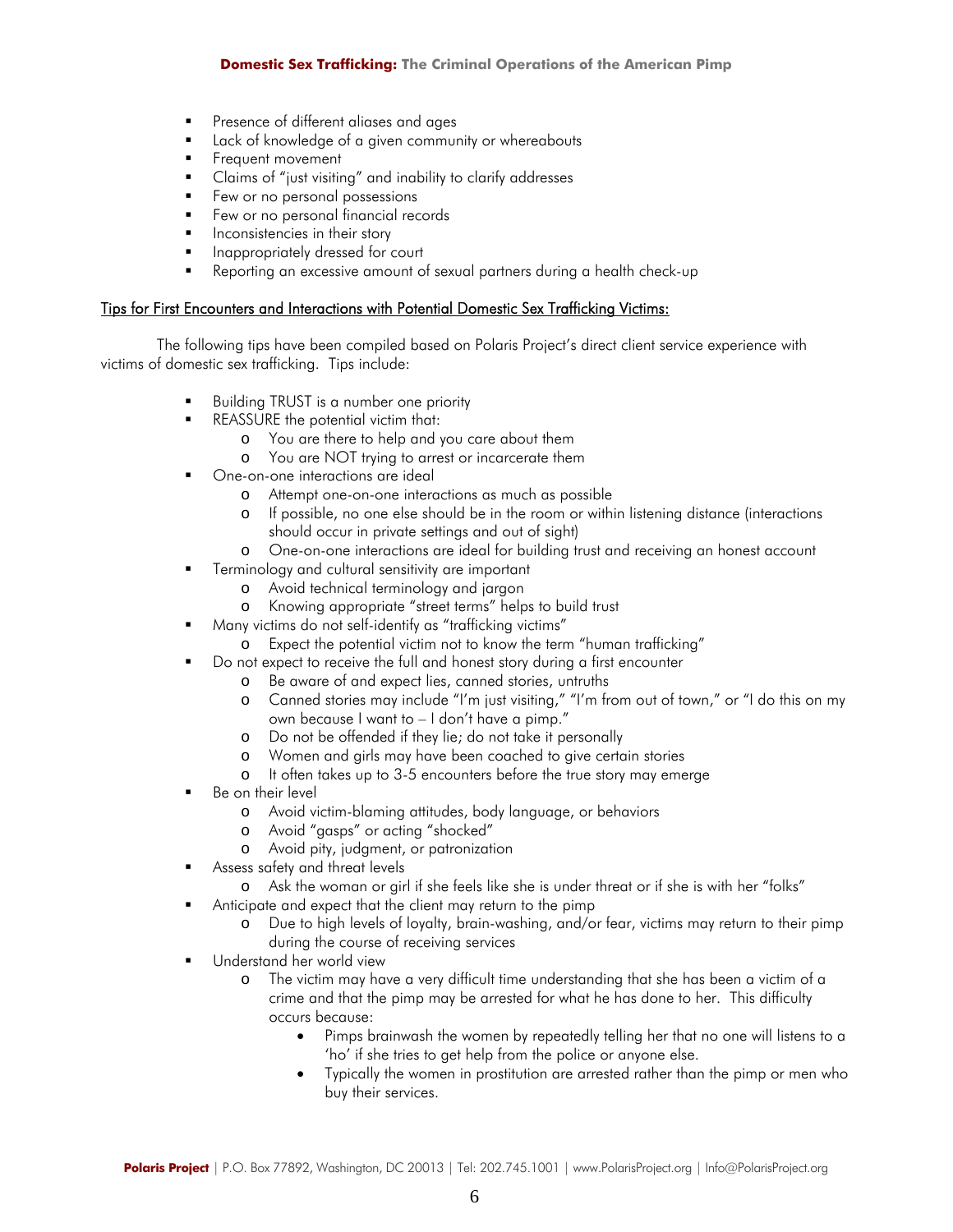- Presence of different aliases and ages
- Lack of knowledge of a given community or whereabouts
- Frequent movement
- Claims of "just visiting" and inability to clarify addresses
- Few or no personal possessions
- Few or no personal financial records
- Inconsistencies in their story
- Inappropriately dressed for court
- Reporting an excessive amount of sexual partners during a health check-up

## Tips for First Encounters and Interactions with Potential Domestic Sex Trafficking Victims:

The following tips have been compiled based on Polaris Project's direct client service experience with victims of domestic sex trafficking. Tips include:

- Building TRUST is a number one priority
- REASSURE the potential victim that:
  - You are there to help and you care about them
  - You are NOT trying to arrest or incarcerate them
- One-on-one interactions are ideal
  - Attempt one-on-one interactions as much as possible
  - If possible, no one else should be in the room or within listening distance (interactions should occur in private settings and out of sight)
  - One-on-one interactions are ideal for building trust and receiving an honest account
- Terminology and cultural sensitivity are important
  - Avoid technical terminology and jargon
  - Knowing appropriate "street terms" helps to build trust
- Many victims do not self-identify as "trafficking victims"
  - Expect the potential victim not to know the term "human trafficking"
- Do not expect to receive the full and honest story during a first encounter
  - Be aware of and expect lies, canned stories, untruths
  - Canned stories may include "I'm just visiting," "I'm from out of town," or "I do this on my own because I want to – I don't have a pimp."
  - Do not be offended if they lie; do not take it personally
  - Women and girls may have been coached to give certain stories
  - It often takes up to 3-5 encounters before the true story may emerge
- Be on their level
  - Avoid victim-blaming attitudes, body language, or behaviors
  - Avoid "gasps" or acting "shocked"
  - Avoid pity, judgment, or patronization
- Assess safety and threat levels
  - Ask the woman or girl if she feels like she is under threat or if she is with her "folks"
- Anticipate and expect that the client may return to the pimp
  - Due to high levels of loyalty, brain-washing, and/or fear, victims may return to their pimp during the course of receiving services
- Understand her world view
  - The victim may have a very difficult time understanding that she has been a victim of a crime and that the pimp may be arrested for what he has done to her. This difficulty occurs because:
    - Pimps brainwash the women by repeatedly telling her that no one will listens to a 'ho' if she tries to get help from the police or anyone else.
    - Typically the women in prostitution are arrested rather than the pimp or men who buy their services.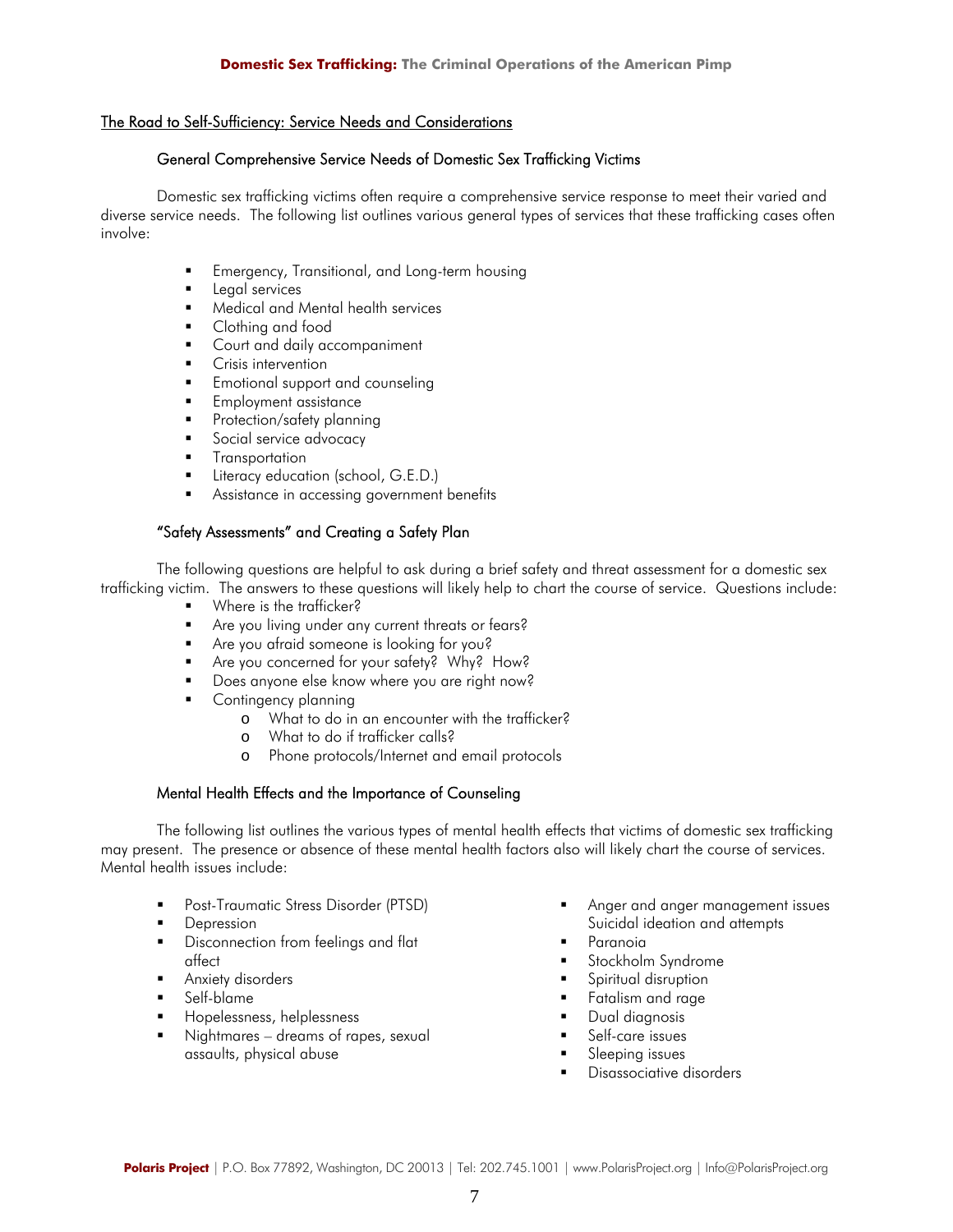## The Road to Self-Sufficiency: Service Needs and Considerations

### General Comprehensive Service Needs of Domestic Sex Trafficking Victims

Domestic sex trafficking victims often require a comprehensive service response to meet their varied and diverse service needs. The following list outlines various general types of services that these trafficking cases often involve:

- Emergency, Transitional, and Long-term housing
- Legal services
- Medical and Mental health services
- Clothing and food
- Court and daily accompaniment
- Crisis intervention
- Emotional support and counseling
- Employment assistance
- Protection/safety planning
- Social service advocacy
- Transportation
- Literacy education (school, G.E.D.)
- Assistance in accessing government benefits

### "Safety Assessments" and Creating a Safety Plan

The following questions are helpful to ask during a brief safety and threat assessment for a domestic sex trafficking victim. The answers to these questions will likely help to chart the course of service. Questions include:

- Where is the trafficker?
- Are you living under any current threats or fears?
- Are you afraid someone is looking for you?
- Are you concerned for your safety? Why? How?
- Does anyone else know where you are right now?
- Contingency planning
  - What to do in an encounter with the trafficker?
  - What to do if trafficker calls?
  - Phone protocols/Internet and email protocols

### Mental Health Effects and the Importance of Counseling

The following list outlines the various types of mental health effects that victims of domestic sex trafficking may present. The presence or absence of these mental health factors also will likely chart the course of services. Mental health issues include:

- Post-Traumatic Stress Disorder (PTSD)
- Depression
- Disconnection from feelings and flat affect
- Anxiety disorders
- Self-blame
- Hopelessness, helplessness
- Nightmares – dreams of rapes, sexual assaults, physical abuse
- Anger and anger management issues Suicidal ideation and attempts
- Paranoia
- Stockholm Syndrome
- Spiritual disruption
- Fatalism and rage
- Dual diagnosis
- Self-care issues
- Sleeping issues
- Disassociative disorders